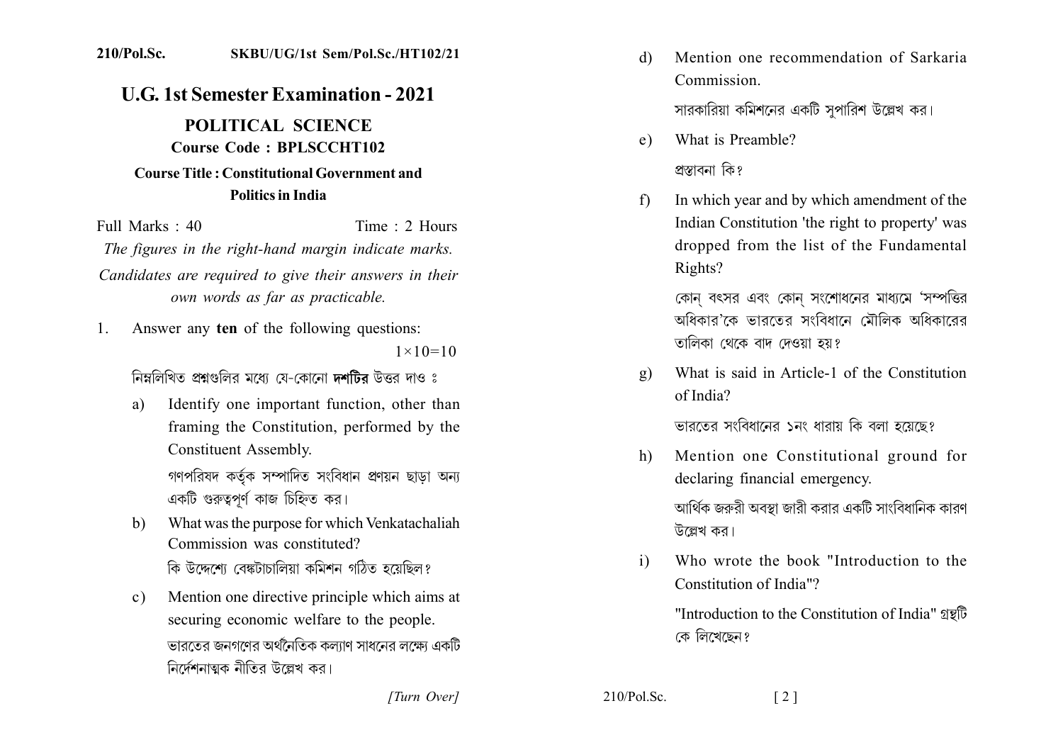**210/Pol.Sc.** **SKBU/UG/1st Sem/Pol.Sc./HT102/21**

# U.G. 1st Semester Examination - 2021

## POLITICAL SCIENCE

### Course Code : BPLSCCHT102

### Course Title : Constitutional Government and Politics in India

Full Marks : 40 Time : 2 Hours

*The figures in the right-hand margin indicate marks.*

*Candidates are required to give their answers in their own words as far as practicable.*

1. Answer any **ten** of the following questions: $1\times10=10$

   নিম্নলিখিত প্রশ্নগুলির মধ্যে যে-কোনো **দশটির** উত্তর দাও ঃ

   a) Identify one important function, other than framing the Constitution, performed by the Constituent Assembly.

      গণপরিষদ কর্তৃক সম্পাদিত সংবিধান প্রণয়ন ছাড়া অন্য একটি গুরুত্বপূর্ণ কাজ চিহ্নিত কর।

   b) What was the purpose for which Venkatachaliah Commission was constituted?

      কি উদ্দেশ্যে বেঙ্কটাচালিয়া কমিশন গঠিত হয়েছিল?

   c) Mention one directive principle which aims at securing economic welfare to the people.

      ভারতের জনগণের অর্থনৈতিক কল্যাণ সাধনের লক্ষ্যে একটি নির্দেশনাত্মক নীতির উল্লেখ কর।

   d) Mention one recommendation of Sarkaria Commission.

      সারকারিয়া কমিশনের একটি সুপারিশ উল্লেখ কর।

   e) What is Preamble?

      প্রস্তাবনা কি?

   f) In which year and by which amendment of the Indian Constitution 'the right to property' was dropped from the list of the Fundamental Rights?

      কোন্ বৎসর এবং কোন্ সংশোধনের মাধ্যমে 'সম্পত্তির অধিকার'কে ভারতের সংবিধানে মৌলিক অধিকারের তালিকা থেকে বাদ দেওয়া হয়?

   g) What is said in Article-1 of the Constitution of India?

      ভারতের সংবিধানের ১নং ধারায় কি বলা হয়েছে?

   h) Mention one Constitutional ground for declaring financial emergency.

      আর্থিক জরুরী অবস্থা জারী করার একটি সাংবিধানিক কারণ উল্লেখ কর।

   i) Who wrote the book "Introduction to the Constitution of India"?

      "Introduction to the Constitution of India" গ্রন্থটি কে লিখেছেন?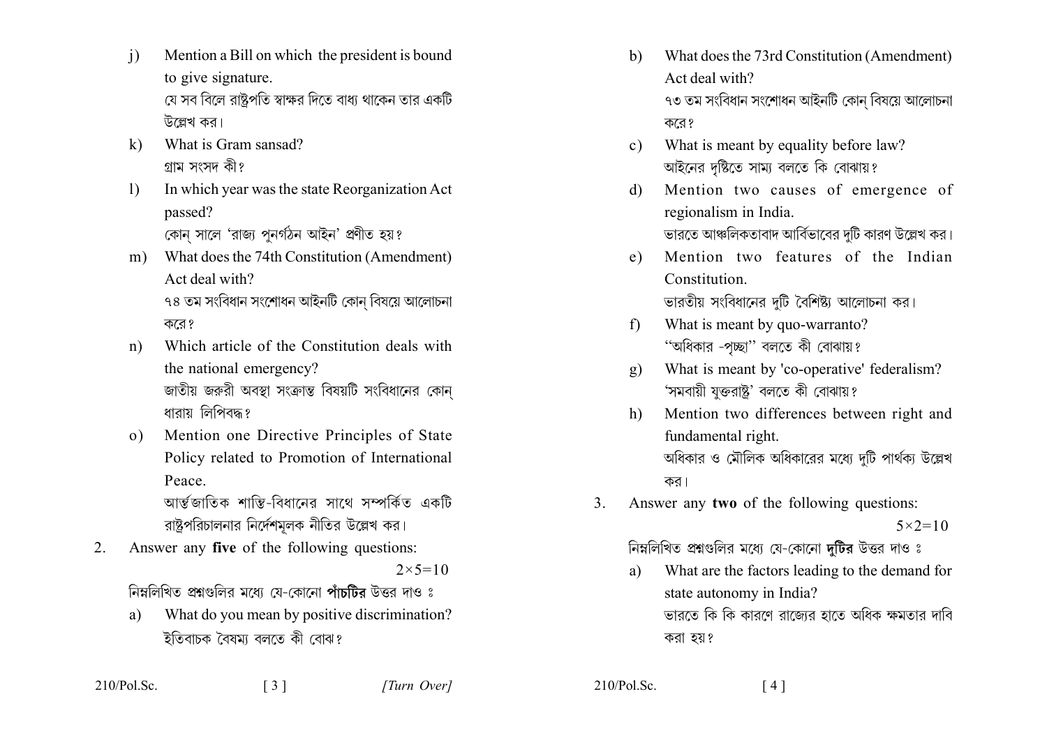j) Mention a Bill on which the president is bound to give signature.
যে সব বিলে রাষ্ট্রপতি স্বাক্ষর দিতে বাধ্য থাকেন তার একটি উল্লেখ কর।

k) What is Gram sansad?
গ্রাম সংসদ কী?

l) In which year was the state Reorganization Act passed?
কোন্ সালে 'রাজ্য পুনর্গঠন আইন' প্রণীত হয়?

m) What does the 74th Constitution (Amendment) Act deal with?
৭৪ তম সংবিধান সংশোধন আইনটি কোন্ বিষয়ে আলোচনা করে?

n) Which article of the Constitution deals with the national emergency?
জাতীয় জরুরী অবস্থা সংক্রান্ত বিষয়টি সংবিধানের কোন্ ধারায় লিপিবদ্ধ?

o) Mention one Directive Principles of State Policy related to Promotion of International Peace.
আর্ন্তজাতিক শান্তি-বিধানের সাথে সম্পর্কিত একটি রাষ্ট্রপরিচালনার নির্দেশমূলক নীতির উল্লেখ কর।

2. Answer any **five** of the following questions: $2 \times 5 = 10$

নিম্নলিখিত প্রশ্নগুলির মধ্যে যে-কোনো **পাঁচটির** উত্তর দাও ঃ

a) What do you mean by positive discrimination?
ইতিবাচক বৈষম্য বলতে কী বোঝ?

b) What does the 73rd Constitution (Amendment) Act deal with?
৭৩ তম সংবিধান সংশোধন আইনটি কোন্ বিষয়ে আলোচনা করে?

c) What is meant by equality before law?
আইনের দৃষ্টিতে সাম্য বলতে কি বোঝায়?

d) Mention two causes of emergence of regionalism in India.
ভারতে আঞ্চলিকতাবাদ আর্বিভাবের দুটি কারণ উল্লেখ কর।

e) Mention two features of the Indian Constitution.
ভারতীয় সংবিধানের দুটি বৈশিষ্ট্য আলোচনা কর।

f) What is meant by quo-warranto?
"অধিকার -পৃচ্ছা" বলতে কী বোঝায়?

g) What is meant by 'co-operative' federalism?
'সমবায়ী যুক্তরাষ্ট্র' বলতে কী বোঝায়?

h) Mention two differences between right and fundamental right.
অধিকার ও মৌলিক অধিকারের মধ্যে দুটি পার্থক্য উল্লেখ কর।

3. Answer any **two** of the following questions: $5 \times 2 = 10$

নিম্নলিখিত প্রশ্নগুলির মধ্যে যে-কোনো **দুটির** উত্তর দাও ঃ

a) What are the factors leading to the demand for state autonomy in India?
ভারতে কি কি কারণে রাজ্যের হাতে অধিক ক্ষমতার দাবি করা হয়?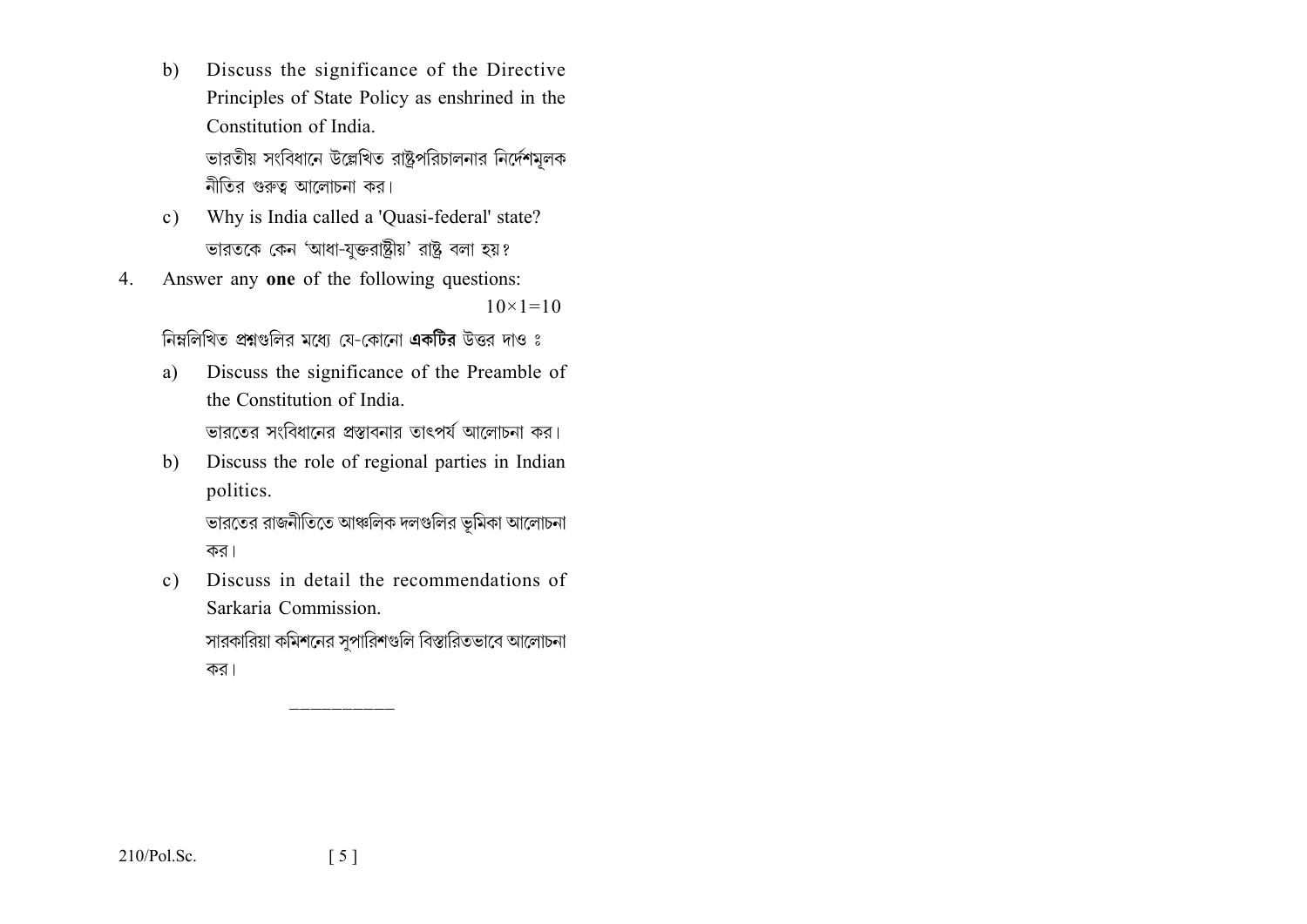b) Discuss the significance of the Directive Principles of State Policy as enshrined in the Constitution of India.

ভারতীয় সংবিধানে উল্লেখিত রাষ্ট্রপরিচালনার নির্দেশমূলক নীতির গুরুত্ব আলোচনা কর।

c) Why is India called a 'Quasi-federal' state?

ভারতকে কেন 'আধা-যুক্তরাষ্ট্রীয়' রাষ্ট্র বলা হয়?

4. Answer any **one** of the following questions: $10\times1=10$

নিম্নলিখিত প্রশ্নগুলির মধ্যে যে-কোনো **একটির** উত্তর দাও ঃ

a) Discuss the significance of the Preamble of the Constitution of India.

ভারতের সংবিধানের প্রস্তাবনার তাৎপর্য আলোচনা কর।

b) Discuss the role of regional parties in Indian politics.

ভারতের রাজনীতিতে আঞ্চলিক দলগুলির ভূমিকা আলোচনা কর।

c) Discuss in detail the recommendations of Sarkaria Commission.

সারকারিয়া কমিশনের সুপারিশগুলি বিস্তারিতভাবে আলোচনা কর।

———————